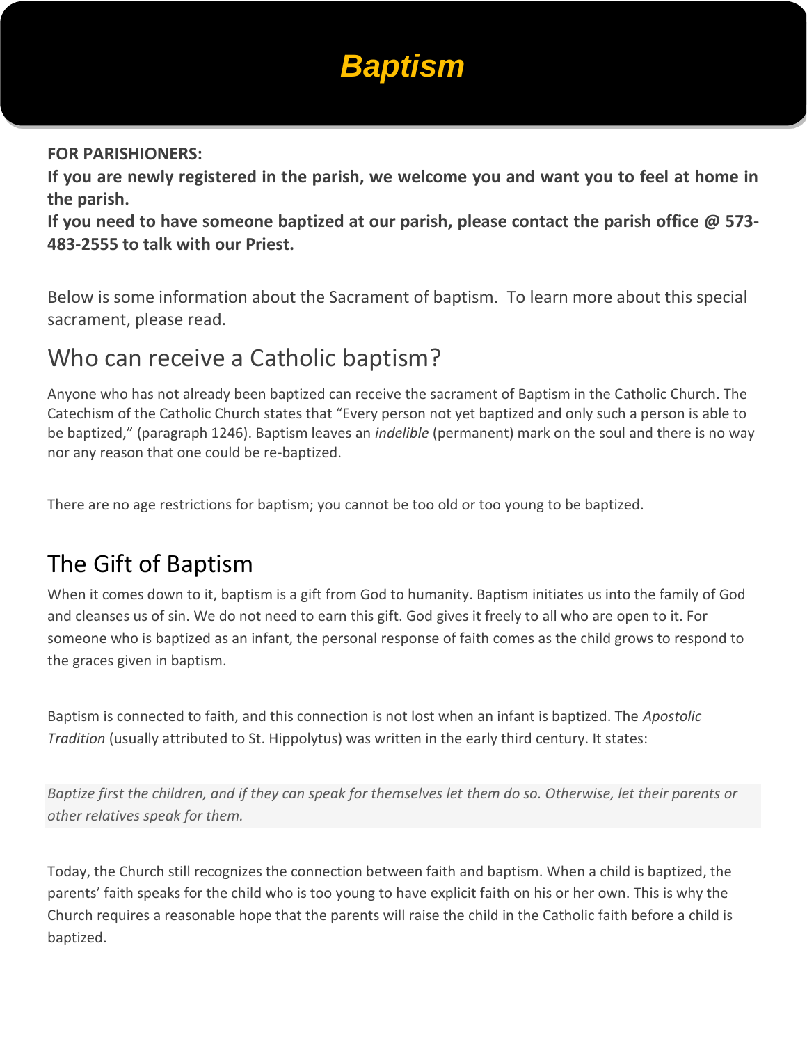# Baptism

**FOR PARISHIONERS:**

**If you are newly registered in the parish, we welcome you and want you to feel at home in the parish.**

**If you need to have someone baptized at our parish, please contact the parish office @ 573-483-2555 to talk with our Priest.**

Below is some information about the Sacrament of baptism. To learn more about this special sacrament, please read.

## Who can receive a Catholic baptism?

Anyone who has not already been baptized can receive the sacrament of Baptism in the Catholic Church. The Catechism of the Catholic Church states that "Every person not yet baptized and only such a person is able to be baptized," (paragraph 1246). Baptism leaves an *indelible* (permanent) mark on the soul and there is no way nor any reason that one could be re-baptized.

There are no age restrictions for baptism; you cannot be too old or too young to be baptized.

## The Gift of Baptism

When it comes down to it, baptism is a gift from God to humanity. Baptism initiates us into the family of God and cleanses us of sin. We do not need to earn this gift. God gives it freely to all who are open to it. For someone who is baptized as an infant, the personal response of faith comes as the child grows to respond to the graces given in baptism.

Baptism is connected to faith, and this connection is not lost when an infant is baptized. The *Apostolic Tradition* (usually attributed to St. Hippolytus) was written in the early third century. It states:

> *Baptize first the children, and if they can speak for themselves let them do so. Otherwise, let their parents or other relatives speak for them.*

Today, the Church still recognizes the connection between faith and baptism. When a child is baptized, the parents' faith speaks for the child who is too young to have explicit faith on his or her own. This is why the Church requires a reasonable hope that the parents will raise the child in the Catholic faith before a child is baptized.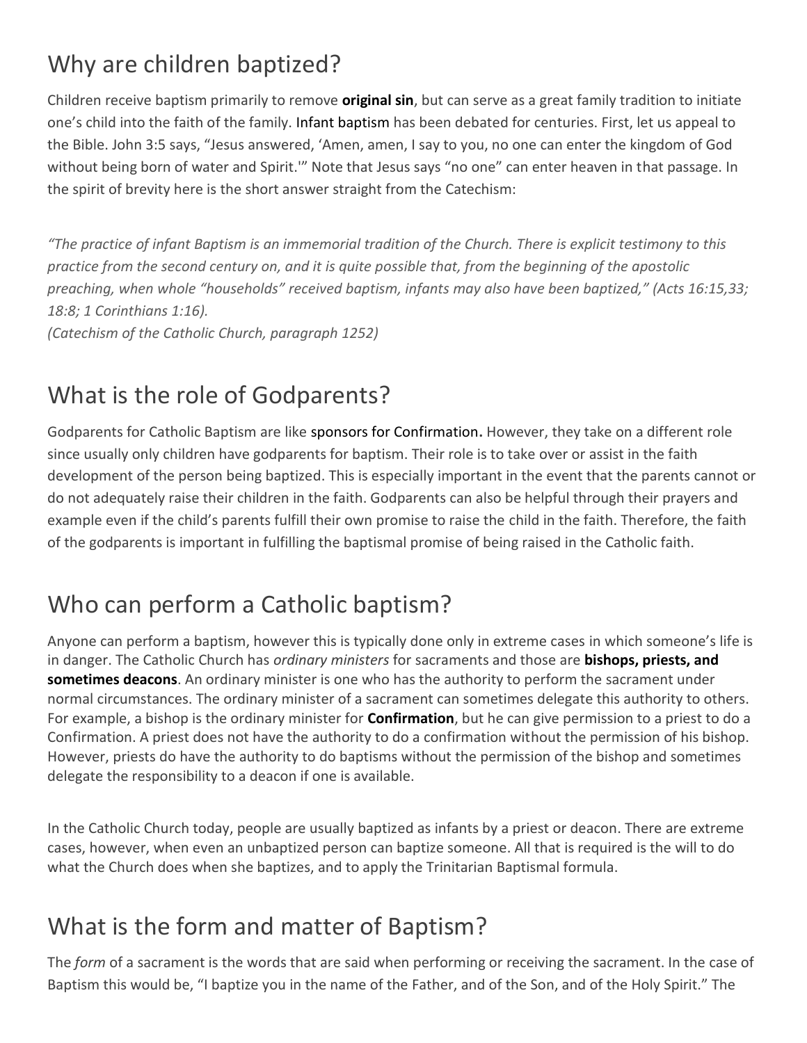## Why are children baptized?

Children receive baptism primarily to remove **original sin**, but can serve as a great family tradition to initiate one's child into the faith of the family. Infant baptism has been debated for centuries. First, let us appeal to the Bible. John 3:5 says, "Jesus answered, 'Amen, amen, I say to you, no one can enter the kingdom of God without being born of water and Spirit.'" Note that Jesus says "no one" can enter heaven in that passage. In the spirit of brevity here is the short answer straight from the Catechism:

*"The practice of infant Baptism is an immemorial tradition of the Church. There is explicit testimony to this practice from the second century on, and it is quite possible that, from the beginning of the apostolic preaching, when whole "households" received baptism, infants may also have been baptized," (Acts 16:15,33; 18:8; 1 Corinthians 1:16).*
*(Catechism of the Catholic Church, paragraph 1252)*

## What is the role of Godparents?

Godparents for Catholic Baptism are like sponsors for Confirmation. However, they take on a different role since usually only children have godparents for baptism. Their role is to take over or assist in the faith development of the person being baptized. This is especially important in the event that the parents cannot or do not adequately raise their children in the faith. Godparents can also be helpful through their prayers and example even if the child's parents fulfill their own promise to raise the child in the faith. Therefore, the faith of the godparents is important in fulfilling the baptismal promise of being raised in the Catholic faith.

## Who can perform a Catholic baptism?

Anyone can perform a baptism, however this is typically done only in extreme cases in which someone's life is in danger. The Catholic Church has *ordinary ministers* for sacraments and those are **bishops, priests, and sometimes deacons**. An ordinary minister is one who has the authority to perform the sacrament under normal circumstances. The ordinary minister of a sacrament can sometimes delegate this authority to others. For example, a bishop is the ordinary minister for **Confirmation**, but he can give permission to a priest to do a Confirmation. A priest does not have the authority to do a confirmation without the permission of his bishop. However, priests do have the authority to do baptisms without the permission of the bishop and sometimes delegate the responsibility to a deacon if one is available.

In the Catholic Church today, people are usually baptized as infants by a priest or deacon. There are extreme cases, however, when even an unbaptized person can baptize someone. All that is required is the will to do what the Church does when she baptizes, and to apply the Trinitarian Baptismal formula.

## What is the form and matter of Baptism?

The *form* of a sacrament is the words that are said when performing or receiving the sacrament. In the case of Baptism this would be, "I baptize you in the name of the Father, and of the Son, and of the Holy Spirit." The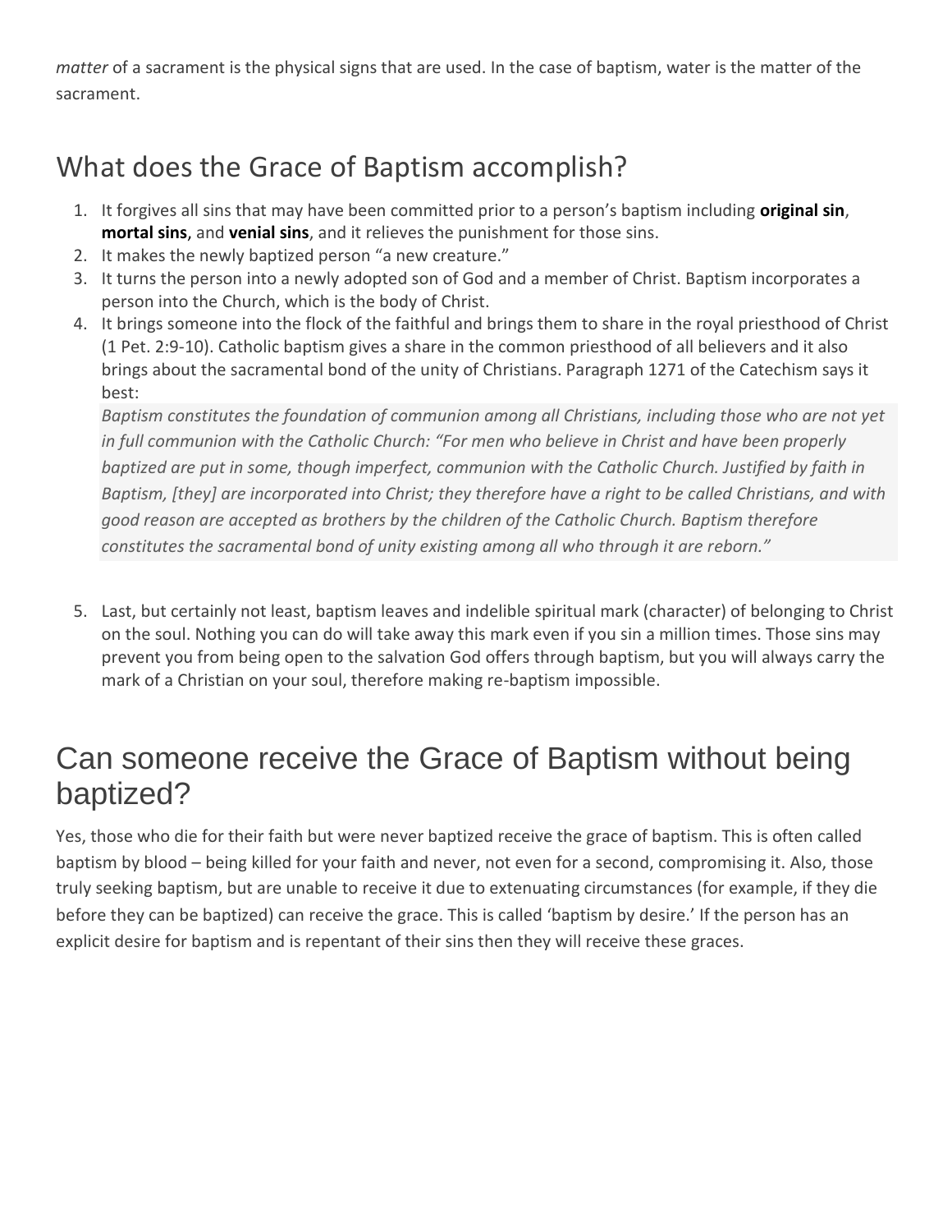*matter* of a sacrament is the physical signs that are used. In the case of baptism, water is the matter of the sacrament.

## What does the Grace of Baptism accomplish?

1. It forgives all sins that may have been committed prior to a person's baptism including **original sin**, **mortal sins**, and **venial sins**, and it relieves the punishment for those sins.
2. It makes the newly baptized person "a new creature."
3. It turns the person into a newly adopted son of God and a member of Christ. Baptism incorporates a person into the Church, which is the body of Christ.
4. It brings someone into the flock of the faithful and brings them to share in the royal priesthood of Christ (1 Pet. 2:9-10). Catholic baptism gives a share in the common priesthood of all believers and it also brings about the sacramental bond of the unity of Christians. Paragraph 1271 of the Catechism says it best:

   > *Baptism constitutes the foundation of communion among all Christians, including those who are not yet in full communion with the Catholic Church: "For men who believe in Christ and have been properly baptized are put in some, though imperfect, communion with the Catholic Church. Justified by faith in Baptism, [they] are incorporated into Christ; they therefore have a right to be called Christians, and with good reason are accepted as brothers by the children of the Catholic Church. Baptism therefore constitutes the sacramental bond of unity existing among all who through it are reborn."*

5. Last, but certainly not least, baptism leaves and indelible spiritual mark (character) of belonging to Christ on the soul. Nothing you can do will take away this mark even if you sin a million times. Those sins may prevent you from being open to the salvation God offers through baptism, but you will always carry the mark of a Christian on your soul, therefore making re-baptism impossible.

## Can someone receive the Grace of Baptism without being baptized?

Yes, those who die for their faith but were never baptized receive the grace of baptism. This is often called baptism by blood – being killed for your faith and never, not even for a second, compromising it. Also, those truly seeking baptism, but are unable to receive it due to extenuating circumstances (for example, if they die before they can be baptized) can receive the grace. This is called 'baptism by desire.' If the person has an explicit desire for baptism and is repentant of their sins then they will receive these graces.